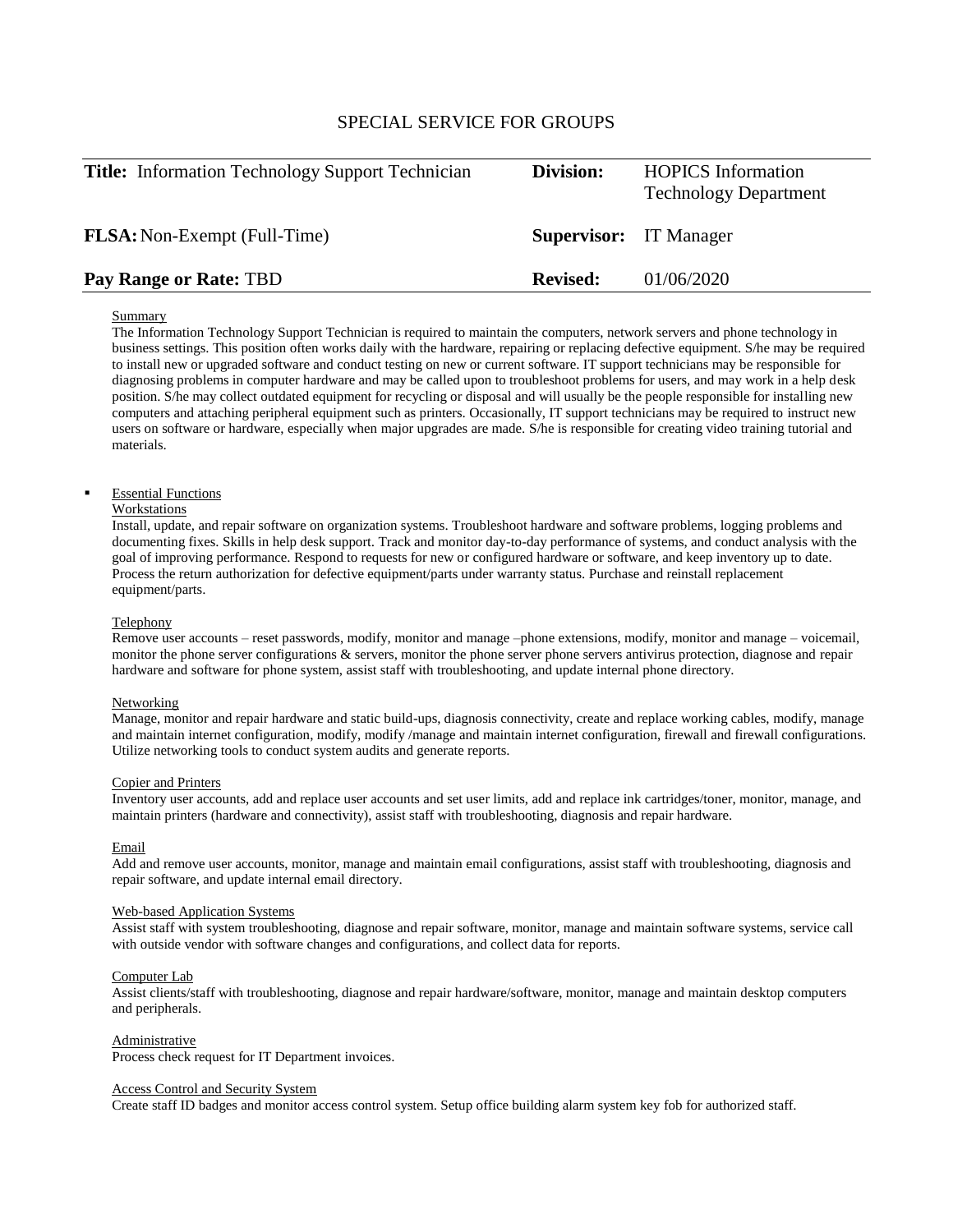SPECIAL SERVICE FOR GROUPS

| **Title:** Information Technology Support Technician | **Division:** | HOPICS Information Technology Department |
|---|---|---|
| **FLSA:** Non-Exempt (Full-Time) | **Supervisor:** | IT Manager |
| **Pay Range or Rate:** TBD | **Revised:** | 01/06/2020 |

Summary

The Information Technology Support Technician is required to maintain the computers, network servers and phone technology in business settings. This position often works daily with the hardware, repairing or replacing defective equipment. S/he may be required to install new or upgraded software and conduct testing on new or current software. IT support technicians may be responsible for diagnosing problems in computer hardware and may be called upon to troubleshoot problems for users, and may work in a help desk position. S/he may collect outdated equipment for recycling or disposal and will usually be the people responsible for installing new computers and attaching peripheral equipment such as printers. Occasionally, IT support technicians may be required to instruct new users on software or hardware, especially when major upgrades are made. S/he is responsible for creating video training tutorial and materials.

- Essential Functions

Workstations

Install, update, and repair software on organization systems. Troubleshoot hardware and software problems, logging problems and documenting fixes. Skills in help desk support. Track and monitor day-to-day performance of systems, and conduct analysis with the goal of improving performance. Respond to requests for new or configured hardware or software, and keep inventory up to date. Process the return authorization for defective equipment/parts under warranty status. Purchase and reinstall replacement equipment/parts.

Telephony

Remove user accounts – reset passwords, modify, monitor and manage –phone extensions, modify, monitor and manage – voicemail, monitor the phone server configurations & servers, monitor the phone server phone servers antivirus protection, diagnose and repair hardware and software for phone system, assist staff with troubleshooting, and update internal phone directory.

Networking

Manage, monitor and repair hardware and static build-ups, diagnosis connectivity, create and replace working cables, modify, manage and maintain internet configuration, modify, modify /manage and maintain internet configuration, firewall and firewall configurations. Utilize networking tools to conduct system audits and generate reports.

Copier and Printers

Inventory user accounts, add and replace user accounts and set user limits, add and replace ink cartridges/toner, monitor, manage, and maintain printers (hardware and connectivity), assist staff with troubleshooting, diagnosis and repair hardware.

Email

Add and remove user accounts, monitor, manage and maintain email configurations, assist staff with troubleshooting, diagnosis and repair software, and update internal email directory.

Web-based Application Systems

Assist staff with system troubleshooting, diagnose and repair software, monitor, manage and maintain software systems, service call with outside vendor with software changes and configurations, and collect data for reports.

Computer Lab

Assist clients/staff with troubleshooting, diagnose and repair hardware/software, monitor, manage and maintain desktop computers and peripherals.

Administrative

Process check request for IT Department invoices.

Access Control and Security System

Create staff ID badges and monitor access control system. Setup office building alarm system key fob for authorized staff.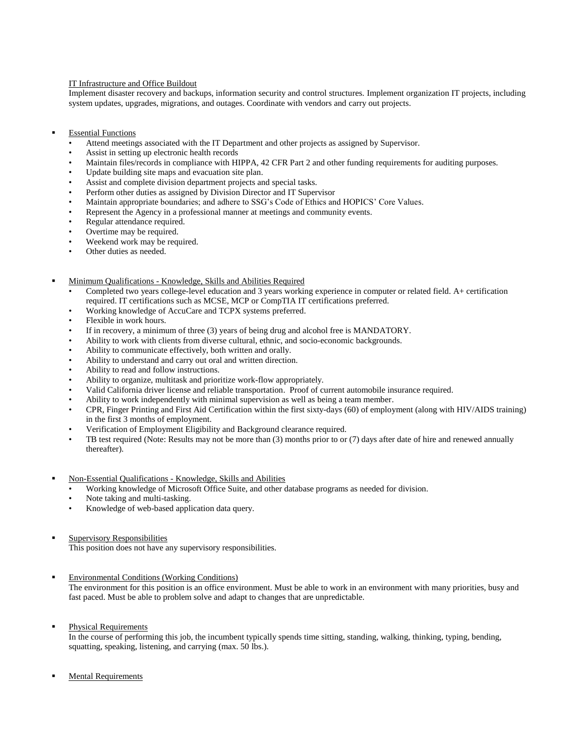IT Infrastructure and Office Buildout

Implement disaster recovery and backups, information security and control structures. Implement organization IT projects, including system updates, upgrades, migrations, and outages. Coordinate with vendors and carry out projects.

- Essential Functions
  - Attend meetings associated with the IT Department and other projects as assigned by Supervisor.
  - Assist in setting up electronic health records
  - Maintain files/records in compliance with HIPPA, 42 CFR Part 2 and other funding requirements for auditing purposes.
  - Update building site maps and evacuation site plan.
  - Assist and complete division department projects and special tasks.
  - Perform other duties as assigned by Division Director and IT Supervisor
  - Maintain appropriate boundaries; and adhere to SSG's Code of Ethics and HOPICS' Core Values.
  - Represent the Agency in a professional manner at meetings and community events.
  - Regular attendance required.
  - Overtime may be required.
  - Weekend work may be required.
  - Other duties as needed.

- Minimum Qualifications - Knowledge, Skills and Abilities Required
  - Completed two years college-level education and 3 years working experience in computer or related field. A+ certification required. IT certifications such as MCSE, MCP or CompTIA IT certifications preferred.
  - Working knowledge of AccuCare and TCPX systems preferred.
  - Flexible in work hours.
  - If in recovery, a minimum of three (3) years of being drug and alcohol free is MANDATORY.
  - Ability to work with clients from diverse cultural, ethnic, and socio-economic backgrounds.
  - Ability to communicate effectively, both written and orally.
  - Ability to understand and carry out oral and written direction.
  - Ability to read and follow instructions.
  - Ability to organize, multitask and prioritize work-flow appropriately.
  - Valid California driver license and reliable transportation. Proof of current automobile insurance required.
  - Ability to work independently with minimal supervision as well as being a team member.
  - CPR, Finger Printing and First Aid Certification within the first sixty-days (60) of employment (along with HIV/AIDS training) in the first 3 months of employment.
  - Verification of Employment Eligibility and Background clearance required.
  - TB test required (Note: Results may not be more than (3) months prior to or (7) days after date of hire and renewed annually thereafter).

- Non-Essential Qualifications - Knowledge, Skills and Abilities
  - Working knowledge of Microsoft Office Suite, and other database programs as needed for division.
  - Note taking and multi-tasking.
  - Knowledge of web-based application data query.

- Supervisory Responsibilities

  This position does not have any supervisory responsibilities.

- Environmental Conditions (Working Conditions)

  The environment for this position is an office environment. Must be able to work in an environment with many priorities, busy and fast paced. Must be able to problem solve and adapt to changes that are unpredictable.

- Physical Requirements

  In the course of performing this job, the incumbent typically spends time sitting, standing, walking, thinking, typing, bending, squatting, speaking, listening, and carrying (max. 50 lbs.).

- Mental Requirements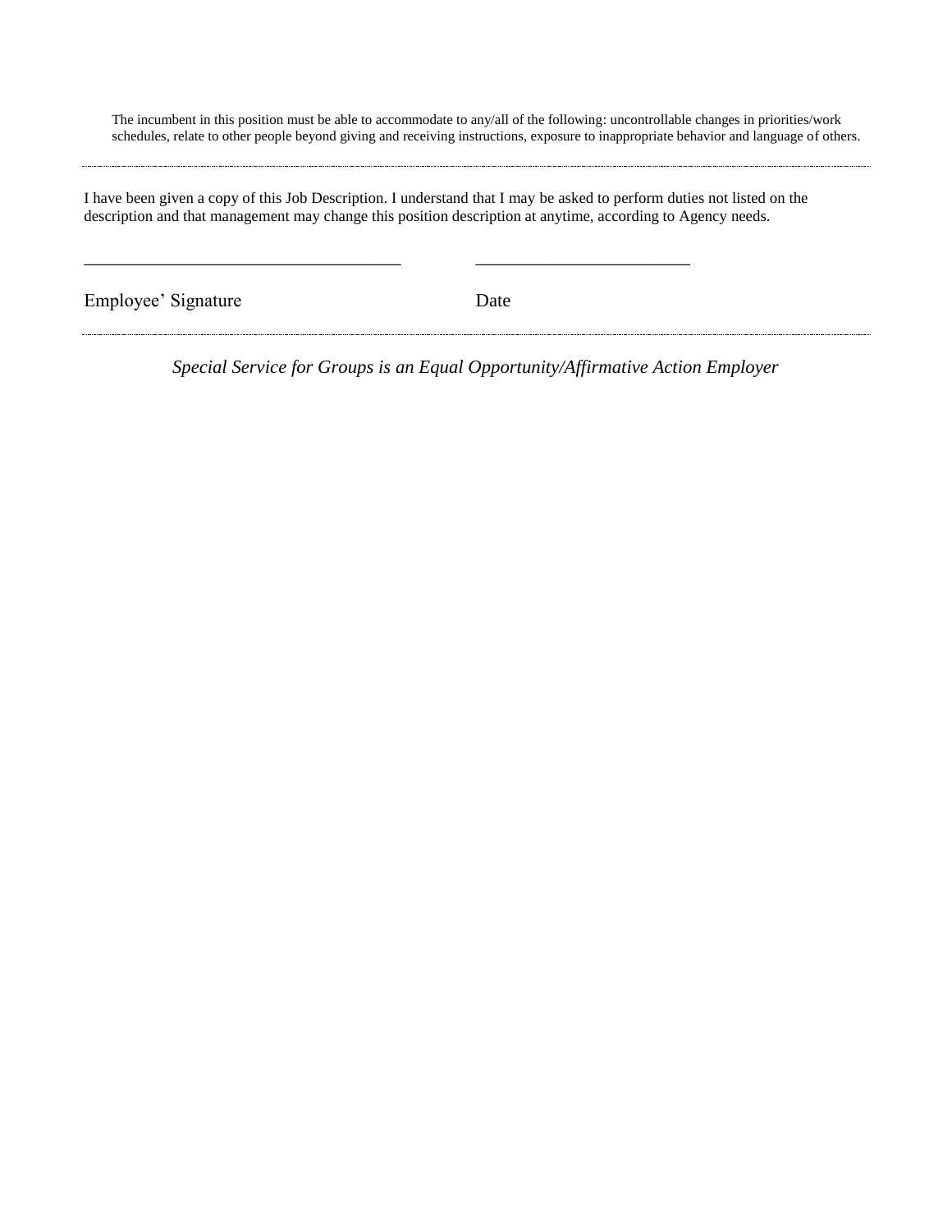The incumbent in this position must be able to accommodate to any/all of the following: uncontrollable changes in priorities/work schedules, relate to other people beyond giving and receiving instructions, exposure to inappropriate behavior and language of others.

---

I have been given a copy of this Job Description. I understand that I may be asked to perform duties not listed on the description and that management may change this position description at anytime, according to Agency needs.

_____________________________________ _________________________

Employee' Signature Date

---

*Special Service for Groups is an Equal Opportunity/Affirmative Action Employer*